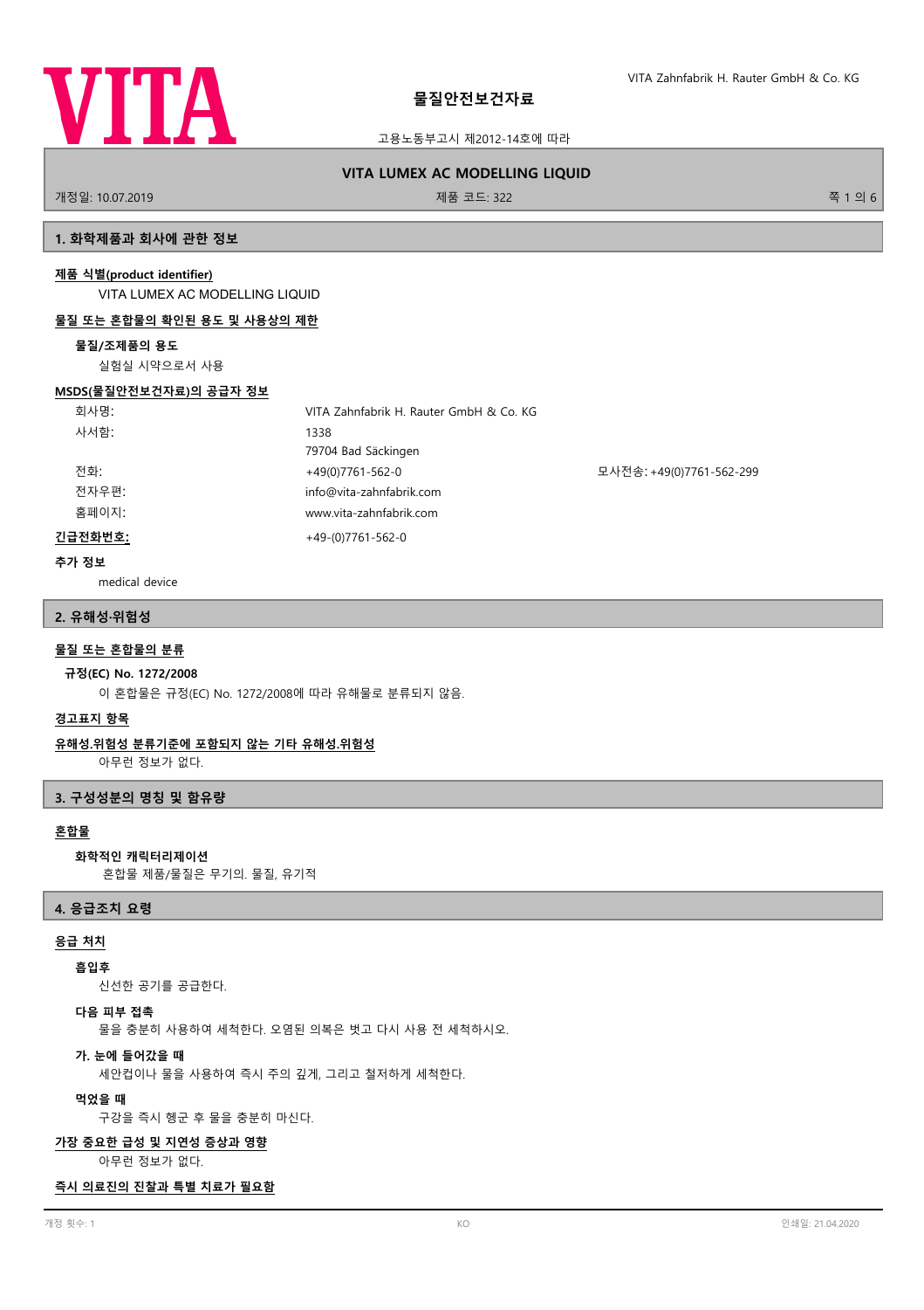# 물질안전보건자료

고용노동부고시 제2012-14호에 따라

**VITA LUMEX AC MODELLING LIQUID**

개정일: 10.07.2019 제품 코드: 322

## 1. 화학제품과 회사에 관한 정보

**제품 식별(product identifier)**

VITA LUMEX AC MODELLING LIQUID

**물질 또는 혼합물의 확인된 용도 및 사용상의 제한**

**물질/조제품의 용도**

실험실 시약으로서 사용

**MSDS(물질안전보건자료)의 공급자 정보**

| | | |
|---|---|---|
| 회사명: | VITA Zahnfabrik H. Rauter GmbH & Co. KG | |
| 사서함: | 1338<br>79704 Bad Säckingen | |
| 전화: | +49(0)7761-562-0 | 모사전송: +49(0)7761-562-299 |
| 전자우편: | info@vita-zahnfabrik.com | |
| 홈페이지: | www.vita-zahnfabrik.com | |

**긴급전화번호:** +49-(0)7761-562-0

**추가 정보**

medical device

## 2. 유해성·위험성

**물질 또는 혼합물의 분류**

**규정(EC) No. 1272/2008**

이 혼합물은 규정(EC) No. 1272/2008에 따라 유해물로 분류되지 않음.

**경고표지 항목**

**유해성.위험성 분류기준에 포함되지 않는 기타 유해성.위험성**

아무런 정보가 없다.

## 3. 구성성분의 명칭 및 함유량

**혼합물**

**화학적인 캐릭터리제이션**

혼합물 제품/물질은 무기의. 물질, 유기적

## 4. 응급조치 요령

**응급 처치**

**흡입후**

신선한 공기를 공급한다.

**다음 피부 접촉**

물을 충분히 사용하여 세척한다. 오염된 의복은 벗고 다시 사용 전 세척하시오.

**가. 눈에 들어갔을 때**

세안컵이나 물을 사용하여 즉시 주의 깊게, 그리고 철저하게 세척한다.

**먹었을 때**

구강을 즉시 헹군 후 물을 충분히 마신다.

**가장 중요한 급성 및 지연성 증상과 영향**

아무런 정보가 없다.

**즉시 의료진의 진찰과 특별 치료가 필요함**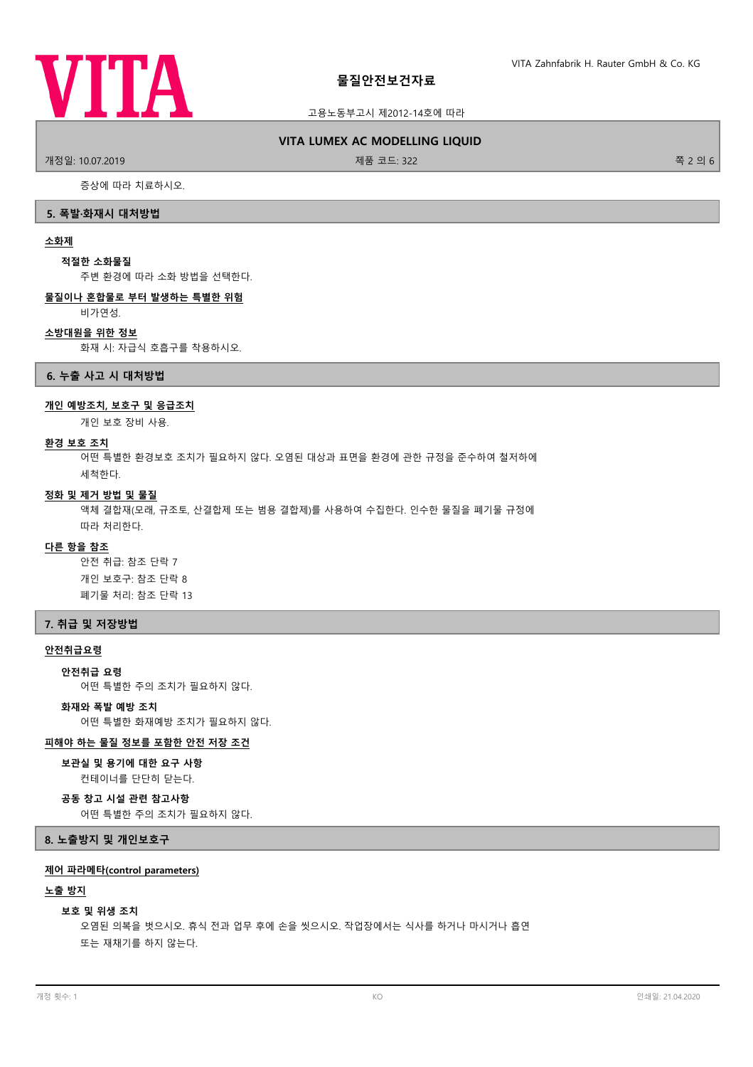증상에 따라 치료하시오.

## 5. 폭발·화재시 대처방법

**소화제**

**적절한 소화물질**

주변 환경에 따라 소화 방법을 선택한다.

**물질이나 혼합물로 부터 발생하는 특별한 위험**

비가연성.

**소방대원을 위한 정보**

화재 시: 자급식 호흡구를 착용하시오.

## 6. 누출 사고 시 대처방법

**개인 예방조치, 보호구 및 응급조치**

개인 보호 장비 사용.

**환경 보호 조치**

어떤 특별한 환경보호 조치가 필요하지 않다. 오염된 대상과 표면을 환경에 관한 규정을 준수하여 철저하에 세척한다.

**정화 및 제거 방법 및 물질**

액체 결합재(모래, 규조토, 산결합제 또는 범용 결합제)를 사용하여 수집한다. 인수한 물질을 폐기물 규정에 따라 처리한다.

**다른 항을 참조**

안전 취급: 참조 단락 7
개인 보호구: 참조 단락 8
폐기물 처리: 참조 단락 13

## 7. 취급 및 저장방법

**안전취급요령**

**안전취급 요령**

어떤 특별한 주의 조치가 필요하지 않다.

**화재와 폭발 예방 조치**

어떤 특별한 화재예방 조치가 필요하지 않다.

**피해야 하는 물질 정보를 포함한 안전 저장 조건**

**보관실 및 용기에 대한 요구 사항**

컨테이너를 단단히 닫는다.

**공동 창고 시설 관련 참고사항**

어떤 특별한 주의 조치가 필요하지 않다.

## 8. 노출방지 및 개인보호구

**제어 파라메타(control parameters)**

**노출 방지**

**보호 및 위생 조치**

오염된 의복을 벗으시오. 휴식 전과 업무 후에 손을 씻으시오. 작업장에서는 식사를 하거나 마시거나 흡연 또는 재채기를 하지 않는다.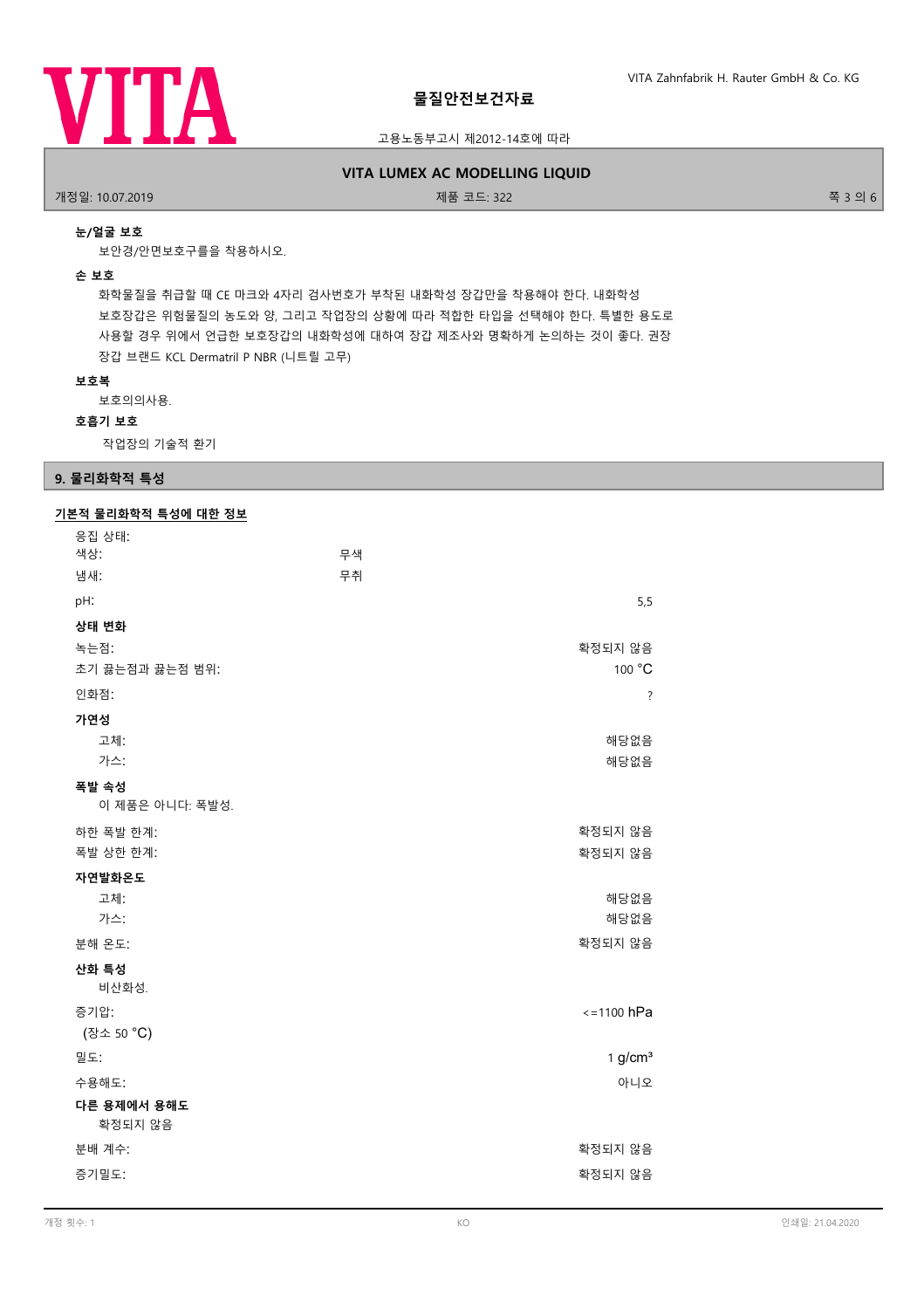**눈/얼굴 보호**

보안경/안면보호구를을 착용하시오.

**손 보호**

화학물질을 취급할 때 CE 마크와 4자리 검사번호가 부착된 내화학성 장갑만을 착용해야 한다. 내화학성 보호장갑은 위험물질의 농도와 양, 그리고 작업장의 상황에 따라 적합한 타입을 선택해야 한다. 특별한 용도로 사용할 경우 위에서 언급한 보호장갑의 내화학성에 대하여 장갑 제조사와 명확하게 논의하는 것이 좋다. 권장 장갑 브랜드 KCL Dermatril P NBR (니트릴 고무)

**보호복**

보호의의사용.

**호흡기 보호**

작업장의 기술적 환기

## 9. 물리화학적 특성

### 기본적 물리화학적 특성에 대한 정보

응집 상태:

| | | |
|---|---|---|
| 색상: | 무색 | |
| 냄새: | 무취 | |
| pH: | | 5,5 |

**상태 변화**

| | |
|---|---|
| 녹는점: | 확정되지 않음 |
| 초기 끓는점과 끓는점 범위: | 100 °C |
| 인화점: | ? |

**가연성**

| | |
|---|---|
| 고체: | 해당없음 |
| 가스: | 해당없음 |

**폭발 속성**

이 제품은 아니다: 폭발성.

| | |
|---|---|
| 하한 폭발 한계: | 확정되지 않음 |
| 폭발 상한 한계: | 확정되지 않음 |

**자연발화온도**

| | |
|---|---|
| 고체: | 해당없음 |
| 가스: | 해당없음 |
| 분해 온도: | 확정되지 않음 |

**산화 특성**

비산화성.

| | |
|---|---|
| 증기압: (장소 50 °C) | <=1100 hPa |
| 밀도: | 1 g/cm³ |
| 수용해도: | 아니오 |

**다른 용제에서 용해도**

확정되지 않음

| | |
|---|---|
| 분배 계수: | 확정되지 않음 |
| 증기밀도: | 확정되지 않음 |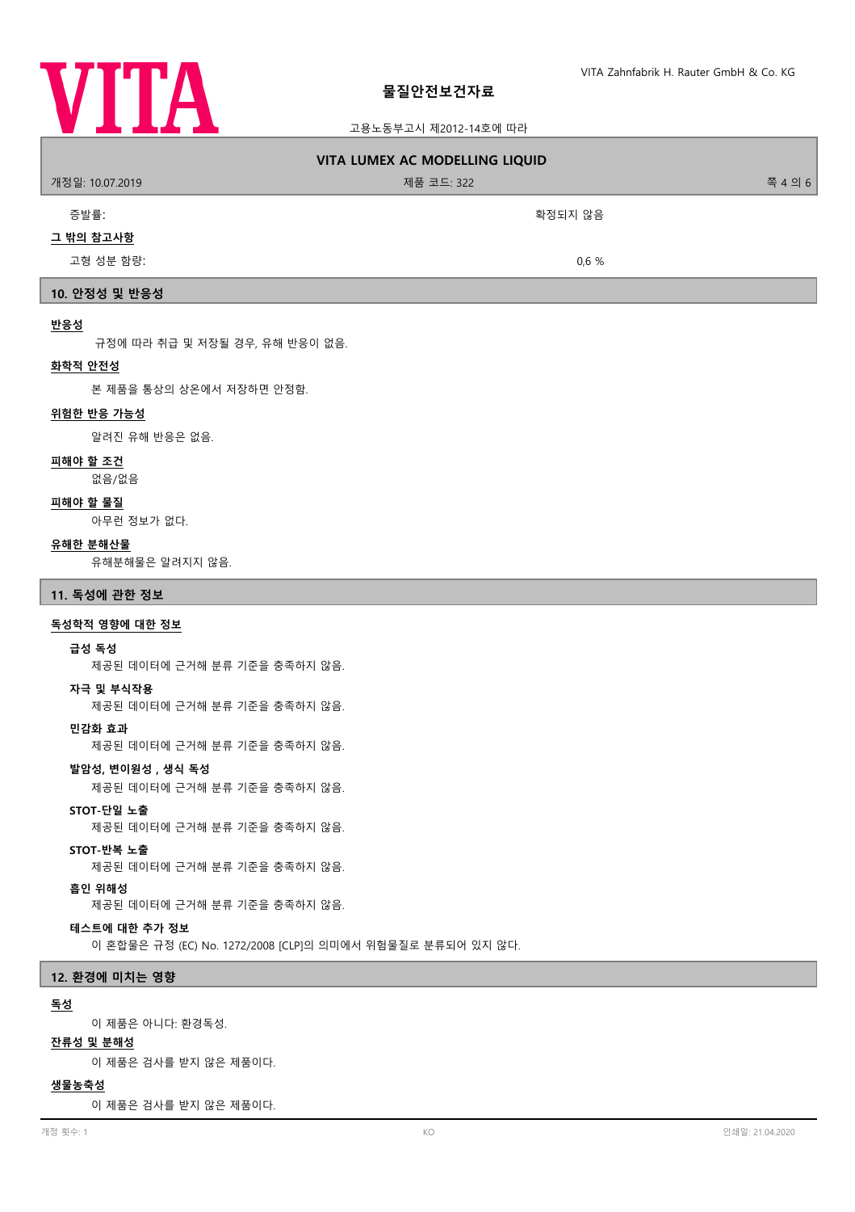증발률: 확정되지 않음

### 그 밖의 참고사항

고형 성분 함량: 0,6 %

## 10. 안정성 및 반응성

### 반응성

규정에 따라 취급 및 저장될 경우, 유해 반응이 없음.

### 화학적 안전성

본 제품을 통상의 상온에서 저장하면 안정함.

### 위험한 반응 가능성

알려진 유해 반응은 없음.

### 피해야 할 조건

없음/없음

### 피해야 할 물질

아무런 정보가 없다.

### 유해한 분해산물

유해분해물은 알려지지 않음.

## 11. 독성에 관한 정보

### 독성학적 영향에 대한 정보

**급성 독성**

제공된 데이터에 근거해 분류 기준을 충족하지 않음.

**자극 및 부식작용**

제공된 데이터에 근거해 분류 기준을 충족하지 않음.

**민감화 효과**

제공된 데이터에 근거해 분류 기준을 충족하지 않음.

**발암성, 변이원성 , 생식 독성**

제공된 데이터에 근거해 분류 기준을 충족하지 않음.

**STOT-단일 노출**

제공된 데이터에 근거해 분류 기준을 충족하지 않음.

**STOT-반복 노출**

제공된 데이터에 근거해 분류 기준을 충족하지 않음.

**흡인 위해성**

제공된 데이터에 근거해 분류 기준을 충족하지 않음.

**테스트에 대한 추가 정보**

이 혼합물은 규정 (EC) No. 1272/2008 [CLP]의 의미에서 위험물질로 분류되어 있지 않다.

## 12. 환경에 미치는 영향

### 독성

이 제품은 아니다: 환경독성.

### 잔류성 및 분해성

이 제품은 검사를 받지 않은 제품이다.

### 생물농축성

이 제품은 검사를 받지 않은 제품이다.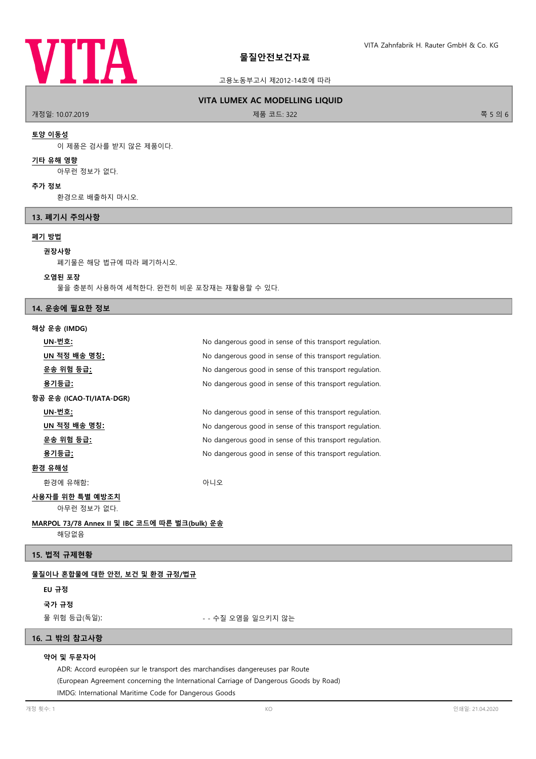**토양 이동성**

이 제품은 검사를 받지 않은 제품이다.

**기타 유해 영향**

아무런 정보가 없다.

**추가 정보**

환경으로 배출하지 마시오.

## 13. 폐기시 주의사항

**폐기 방법**

**권장사항**

폐기물은 해당 법규에 따라 폐기하시오.

**오염된 포장**

물을 충분히 사용하여 세척한다. 완전히 비운 포장재는 재활용할 수 있다.

## 14. 운송에 필요한 정보

**해상 운송 (IMDG)**

| | |
|---|---|
| **UN-번호:** | No dangerous good in sense of this transport regulation. |
| **UN 적정 배송 명칭:** | No dangerous good in sense of this transport regulation. |
| **운송 위험 등급:** | No dangerous good in sense of this transport regulation. |
| **용기등급:** | No dangerous good in sense of this transport regulation. |

**항공 운송 (ICAO-TI/IATA-DGR)**

| | |
|---|---|
| **UN-번호:** | No dangerous good in sense of this transport regulation. |
| **UN 적정 배송 명칭:** | No dangerous good in sense of this transport regulation. |
| **운송 위험 등급:** | No dangerous good in sense of this transport regulation. |
| **용기등급:** | No dangerous good in sense of this transport regulation. |

**환경 유해성**

환경에 유해함: 아니오

**사용자를 위한 특별 예방조치**

아무런 정보가 없다.

**MARPOL 73/78 Annex II 및 IBC 코드에 따른 벌크(bulk) 운송**

해당없음

## 15. 법적 규제현황

**물질이나 혼합물에 대한 안전, 보건 및 환경 규정/법규**

**EU 규정**

**국가 규정**

물 위험 등급(독일): - - 수질 오염을 일으키지 않는

## 16. 그 밖의 참고사항

**약어 및 두문자어**

ADR: Accord européen sur le transport des marchandises dangereuses par Route
(European Agreement concerning the International Carriage of Dangerous Goods by Road)
IMDG: International Maritime Code for Dangerous Goods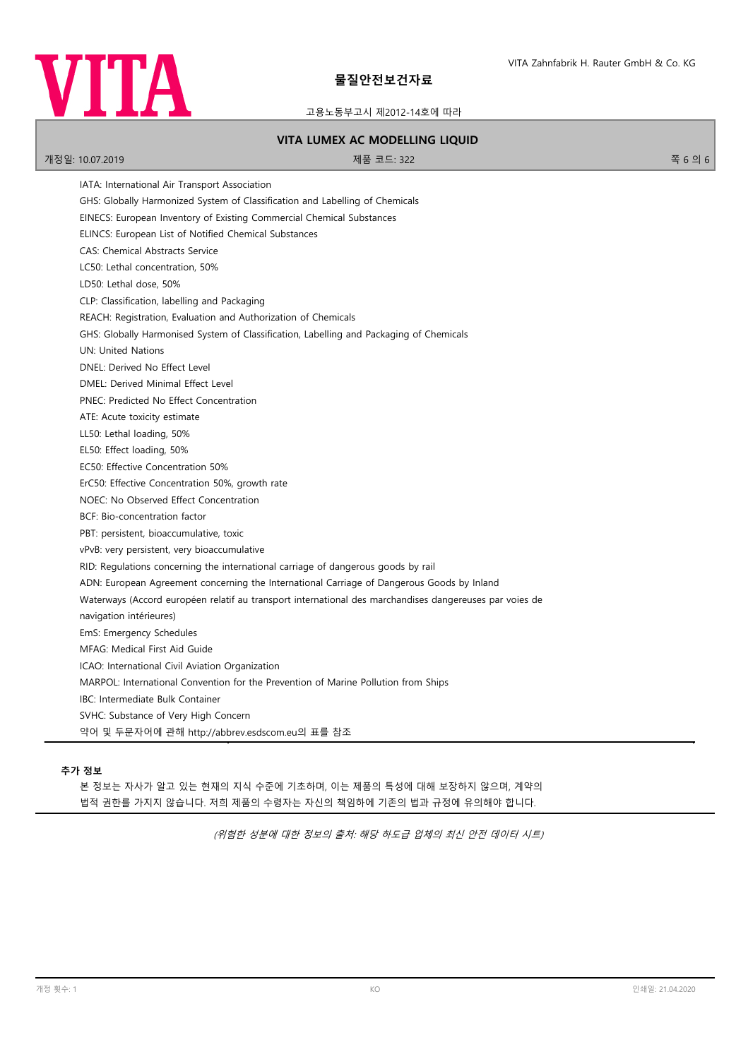IATA: International Air Transport Association
GHS: Globally Harmonized System of Classification and Labelling of Chemicals
EINECS: European Inventory of Existing Commercial Chemical Substances
ELINCS: European List of Notified Chemical Substances
CAS: Chemical Abstracts Service
LC50: Lethal concentration, 50%
LD50: Lethal dose, 50%
CLP: Classification, labelling and Packaging
REACH: Registration, Evaluation and Authorization of Chemicals
GHS: Globally Harmonised System of Classification, Labelling and Packaging of Chemicals
UN: United Nations
DNEL: Derived No Effect Level
DMEL: Derived Minimal Effect Level
PNEC: Predicted No Effect Concentration
ATE: Acute toxicity estimate
LL50: Lethal loading, 50%
EL50: Effect loading, 50%
EC50: Effective Concentration 50%
ErC50: Effective Concentration 50%, growth rate
NOEC: No Observed Effect Concentration
BCF: Bio-concentration factor
PBT: persistent, bioaccumulative, toxic
vPvB: very persistent, very bioaccumulative
RID: Regulations concerning the international carriage of dangerous goods by rail
ADN: European Agreement concerning the International Carriage of Dangerous Goods by Inland Waterways (Accord européen relatif au transport international des marchandises dangereuses par voies de navigation intérieures)
EmS: Emergency Schedules
MFAG: Medical First Aid Guide
ICAO: International Civil Aviation Organization
MARPOL: International Convention for the Prevention of Marine Pollution from Ships
IBC: Intermediate Bulk Container
SVHC: Substance of Very High Concern
약어 및 두문자어에 관해 http://abbrev.esdscom.eu의 표를 참조

**추가 정보**

본 정보는 자사가 알고 있는 현재의 지식 수준에 기초하며, 이는 제품의 특성에 대해 보장하지 않으며, 계약의 법적 권한를 가지지 않습니다. 저희 제품의 수령자는 자신의 책임하에 기존의 법과 규정에 유의해야 합니다.

*(위험한 성분에 대한 정보의 출처: 해당 하도급 업체의 최신 안전 데이터 시트)*